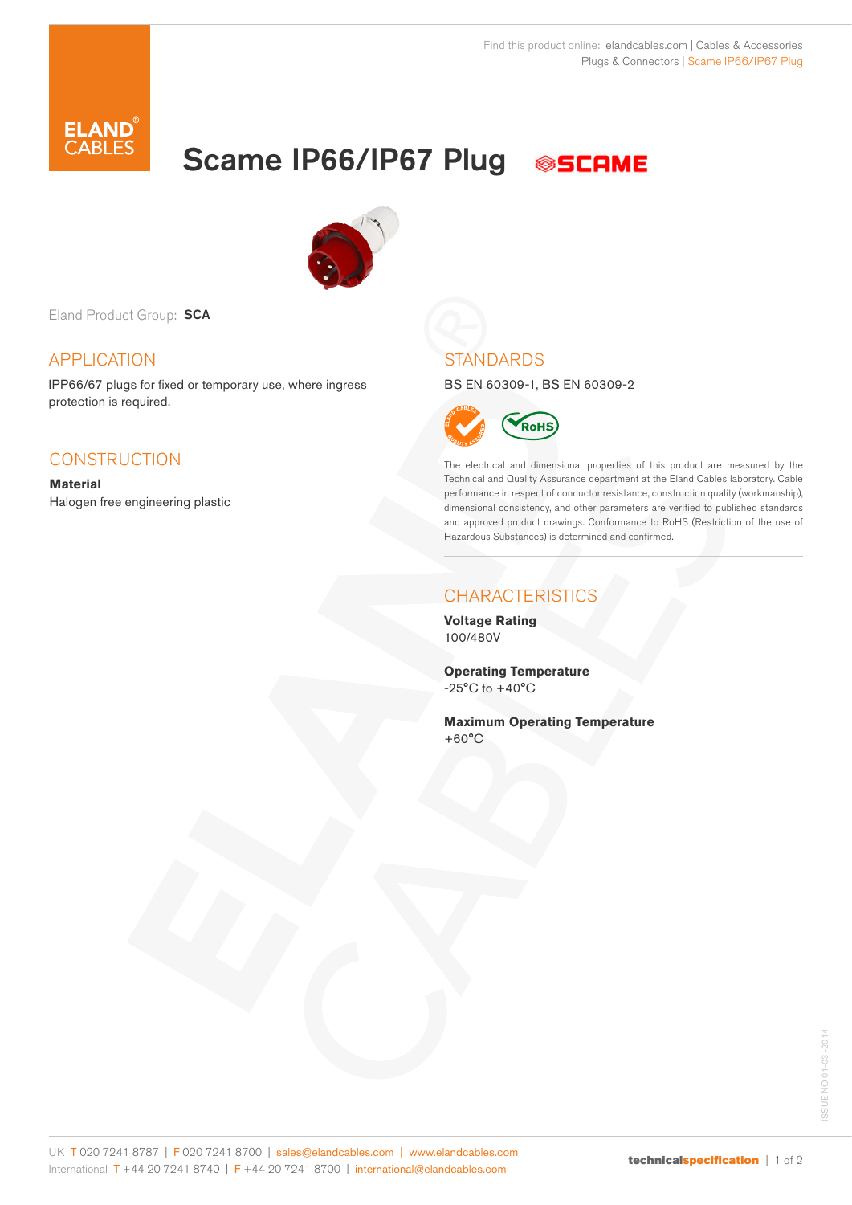Find this product online: elandcables.com | Cables & Accessories
Plugs & Connectors | Scame IP66/IP67 Plug

# Scame IP66/IP67 Plug

Eland Product Group: **SCA**

## APPLICATION

IPP66/67 plugs for fixed or temporary use, where ingress protection is required.

## CONSTRUCTION

**Material**
Halogen free engineering plastic

## STANDARDS

BS EN 60309-1, BS EN 60309-2

The electrical and dimensional properties of this product are measured by the Technical and Quality Assurance department at the Eland Cables laboratory. Cable performance in respect of conductor resistance, construction quality (workmanship), dimensional consistency, and other parameters are verified to published standards and approved product drawings. Conformance to RoHS (Restriction of the use of Hazardous Substances) is determined and confirmed.

## CHARACTERISTICS

**Voltage Rating**
100/480V

**Operating Temperature**
-25°C to +40°C

**Maximum Operating Temperature**
+60°C

UK T 020 7241 8787 | F 020 7241 8700 | sales@elandcables.com | www.elandcables.com
International T +44 20 7241 8740 | F +44 20 7241 8700 | international@elandcables.com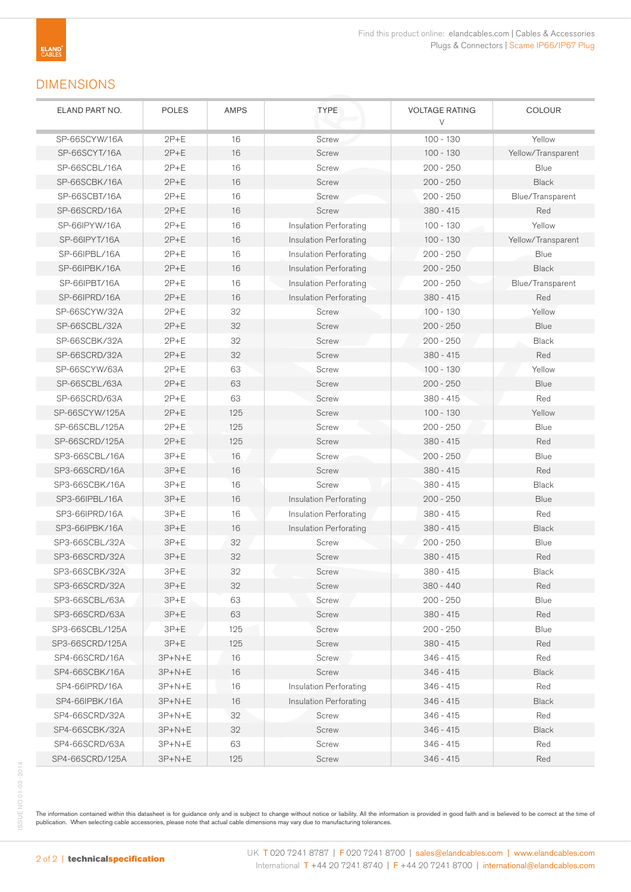Find this product online: elandcables.com | Cables & Accessories
Plugs & Connectors | Scame IP66/IP67 Plug

## DIMENSIONS

| ELAND PART NO. | POLES | AMPS | TYPE | VOLTAGE RATING V | COLOUR |
|---|---|---|---|---|---|
| SP-66SCYW/16A | 2P+E | 16 | Screw | 100 - 130 | Yellow |
| SP-66SCYT/16A | 2P+E | 16 | Screw | 100 - 130 | Yellow/Transparent |
| SP-66SCBL/16A | 2P+E | 16 | Screw | 200 - 250 | Blue |
| SP-66SCBK/16A | 2P+E | 16 | Screw | 200 - 250 | Black |
| SP-66SCBT/16A | 2P+E | 16 | Screw | 200 - 250 | Blue/Transparent |
| SP-66SCRD/16A | 2P+E | 16 | Screw | 380 - 415 | Red |
| SP-66IPYW/16A | 2P+E | 16 | Insulation Perforating | 100 - 130 | Yellow |
| SP-66IPYT/16A | 2P+E | 16 | Insulation Perforating | 100 - 130 | Yellow/Transparent |
| SP-66IPBL/16A | 2P+E | 16 | Insulation Perforating | 200 - 250 | Blue |
| SP-66IPBK/16A | 2P+E | 16 | Insulation Perforating | 200 - 250 | Black |
| SP-66IPBT/16A | 2P+E | 16 | Insulation Perforating | 200 - 250 | Blue/Transparent |
| SP-66IPRD/16A | 2P+E | 16 | Insulation Perforating | 380 - 415 | Red |
| SP-66SCYW/32A | 2P+E | 32 | Screw | 100 - 130 | Yellow |
| SP-66SCBL/32A | 2P+E | 32 | Screw | 200 - 250 | Blue |
| SP-66SCBK/32A | 2P+E | 32 | Screw | 200 - 250 | Black |
| SP-66SCRD/32A | 2P+E | 32 | Screw | 380 - 415 | Red |
| SP-66SCYW/63A | 2P+E | 63 | Screw | 100 - 130 | Yellow |
| SP-66SCBL/63A | 2P+E | 63 | Screw | 200 - 250 | Blue |
| SP-66SCRD/63A | 2P+E | 63 | Screw | 380 - 415 | Red |
| SP-66SCYW/125A | 2P+E | 125 | Screw | 100 - 130 | Yellow |
| SP-66SCBL/125A | 2P+E | 125 | Screw | 200 - 250 | Blue |
| SP-66SCRD/125A | 2P+E | 125 | Screw | 380 - 415 | Red |
| SP3-66SCBL/16A | 3P+E | 16 | Screw | 200 - 250 | Blue |
| SP3-66SCRD/16A | 3P+E | 16 | Screw | 380 - 415 | Red |
| SP3-66SCBK/16A | 3P+E | 16 | Screw | 380 - 415 | Black |
| SP3-66IPBL/16A | 3P+E | 16 | Insulation Perforating | 200 - 250 | Blue |
| SP3-66IPRD/16A | 3P+E | 16 | Insulation Perforating | 380 - 415 | Red |
| SP3-66IPBK/16A | 3P+E | 16 | Insulation Perforating | 380 - 415 | Black |
| SP3-66SCBL/32A | 3P+E | 32 | Screw | 200 - 250 | Blue |
| SP3-66SCRD/32A | 3P+E | 32 | Screw | 380 - 415 | Red |
| SP3-66SCBK/32A | 3P+E | 32 | Screw | 380 - 415 | Black |
| SP3-66SCRD/32A | 3P+E | 32 | Screw | 380 - 440 | Red |
| SP3-66SCBL/63A | 3P+E | 63 | Screw | 200 - 250 | Blue |
| SP3-66SCRD/63A | 3P+E | 63 | Screw | 380 - 415 | Red |
| SP3-66SCBL/125A | 3P+E | 125 | Screw | 200 - 250 | Blue |
| SP3-66SCRD/125A | 3P+E | 125 | Screw | 380 - 415 | Red |
| SP4-66SCRD/16A | 3P+N+E | 16 | Screw | 346 - 415 | Red |
| SP4-66SCBK/16A | 3P+N+E | 16 | Screw | 346 - 415 | Black |
| SP4-66IPRD/16A | 3P+N+E | 16 | Insulation Perforating | 346 - 415 | Red |
| SP4-66IPBK/16A | 3P+N+E | 16 | Insulation Perforating | 346 - 415 | Black |
| SP4-66SCRD/32A | 3P+N+E | 32 | Screw | 346 - 415 | Red |
| SP4-66SCBK/32A | 3P+N+E | 32 | Screw | 346 - 415 | Black |
| SP4-66SCRD/63A | 3P+N+E | 63 | Screw | 346 - 415 | Red |
| SP4-66SCRD/125A | 3P+N+E | 125 | Screw | 346 - 415 | Red |

The information contained within this datasheet is for guidance only and is subject to change without notice or liability. All the information is provided in good faith and is believed to be correct at the time of publication. When selecting cable accessories, please note that actual cable dimensions may vary due to manufacturing tolerances.

UK T 020 7241 8787 | F 020 7241 8700 | sales@elandcables.com | www.elandcables.com
International T +44 20 7241 8740 | F +44 20 7241 8700 | international@elandcables.com